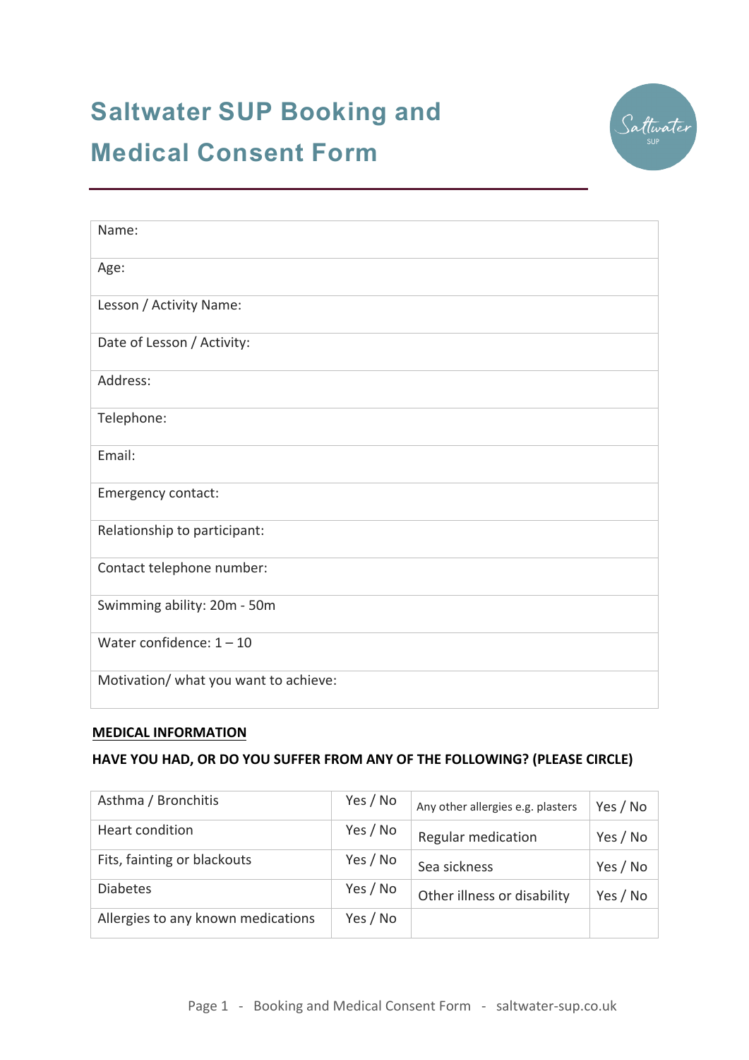# Saltwater SUP Booking and Medical Consent Form

| |
|---|
| Name: |
| Age: |
| Lesson / Activity Name: |
| Date of Lesson / Activity: |
| Address: |
| Telephone: |
| Email: |
| Emergency contact: |
| Relationship to participant: |
| Contact telephone number: |
| Swimming ability: 20m - 50m |
| Water confidence: 1 – 10 |
| Motivation/ what you want to achieve: |

**MEDICAL INFORMATION**

**HAVE YOU HAD, OR DO YOU SUFFER FROM ANY OF THE FOLLOWING? (PLEASE CIRCLE)**

| | | | |
|---|---|---|---|
| Asthma / Bronchitis | Yes / No | Any other allergies e.g. plasters | Yes / No |
| Heart condition | Yes / No | Regular medication | Yes / No |
| Fits, fainting or blackouts | Yes / No | Sea sickness | Yes / No |
| Diabetes | Yes / No | Other illness or disability | Yes / No |
| Allergies to any known medications | Yes / No | | |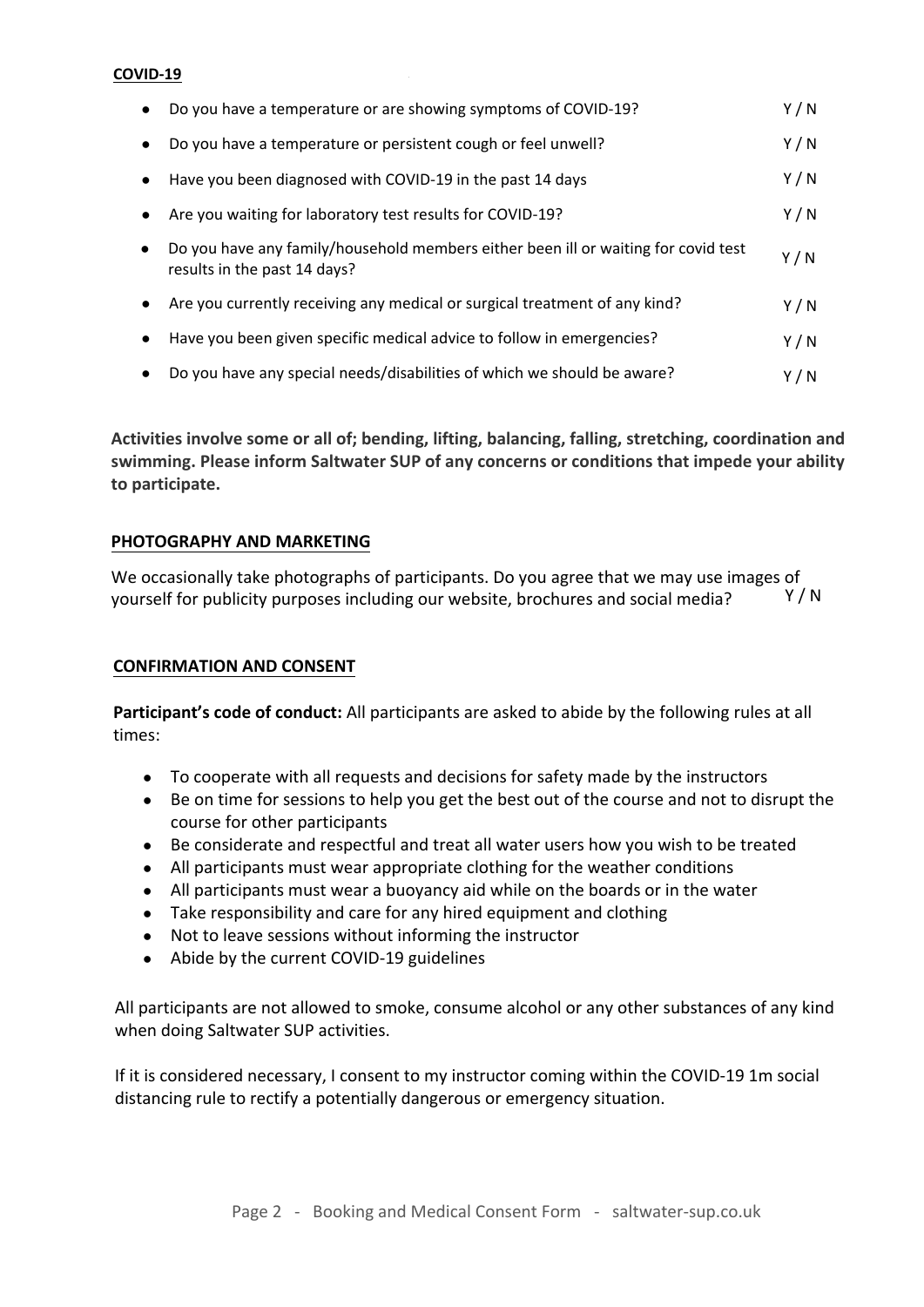**COVID-19**

- Do you have a temperature or are showing symptoms of COVID-19? Y / N
- Do you have a temperature or persistent cough or feel unwell? Y / N
- Have you been diagnosed with COVID-19 in the past 14 days Y / N
- Are you waiting for laboratory test results for COVID-19? Y / N
- Do you have any family/household members either been ill or waiting for covid test results in the past 14 days? Y / N
- Are you currently receiving any medical or surgical treatment of any kind? Y / N
- Have you been given specific medical advice to follow in emergencies? Y / N
- Do you have any special needs/disabilities of which we should be aware? Y / N

**Activities involve some or all of; bending, lifting, balancing, falling, stretching, coordination and swimming. Please inform Saltwater SUP of any concerns or conditions that impede your ability to participate.**

## PHOTOGRAPHY AND MARKETING

We occasionally take photographs of participants. Do you agree that we may use images of yourself for publicity purposes including our website, brochures and social media? Y / N

## CONFIRMATION AND CONSENT

**Participant's code of conduct:** All participants are asked to abide by the following rules at all times:

- To cooperate with all requests and decisions for safety made by the instructors
- Be on time for sessions to help you get the best out of the course and not to disrupt the course for other participants
- Be considerate and respectful and treat all water users how you wish to be treated
- All participants must wear appropriate clothing for the weather conditions
- All participants must wear a buoyancy aid while on the boards or in the water
- Take responsibility and care for any hired equipment and clothing
- Not to leave sessions without informing the instructor
- Abide by the current COVID-19 guidelines

All participants are not allowed to smoke, consume alcohol or any other substances of any kind when doing Saltwater SUP activities.

If it is considered necessary, I consent to my instructor coming within the COVID-19 1m social distancing rule to rectify a potentially dangerous or emergency situation.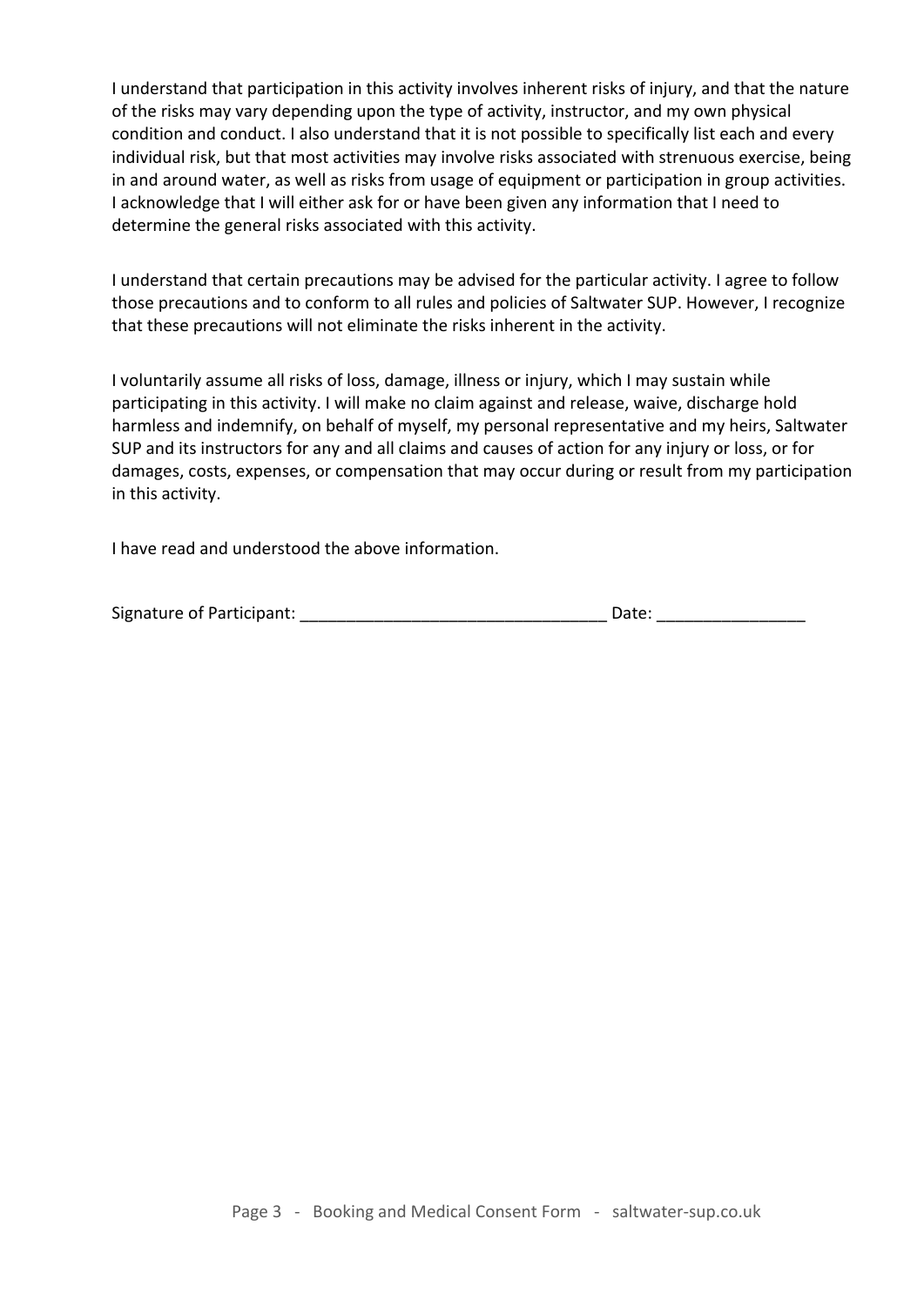I understand that participation in this activity involves inherent risks of injury, and that the nature of the risks may vary depending upon the type of activity, instructor, and my own physical condition and conduct. I also understand that it is not possible to specifically list each and every individual risk, but that most activities may involve risks associated with strenuous exercise, being in and around water, as well as risks from usage of equipment or participation in group activities. I acknowledge that I will either ask for or have been given any information that I need to determine the general risks associated with this activity.

I understand that certain precautions may be advised for the particular activity. I agree to follow those precautions and to conform to all rules and policies of Saltwater SUP. However, I recognize that these precautions will not eliminate the risks inherent in the activity.

I voluntarily assume all risks of loss, damage, illness or injury, which I may sustain while participating in this activity. I will make no claim against and release, waive, discharge hold harmless and indemnify, on behalf of myself, my personal representative and my heirs, Saltwater SUP and its instructors for any and all claims and causes of action for any injury or loss, or for damages, costs, expenses, or compensation that may occur during or result from my participation in this activity.

I have read and understood the above information.

Signature of Participant: _________________________________ Date: ________________